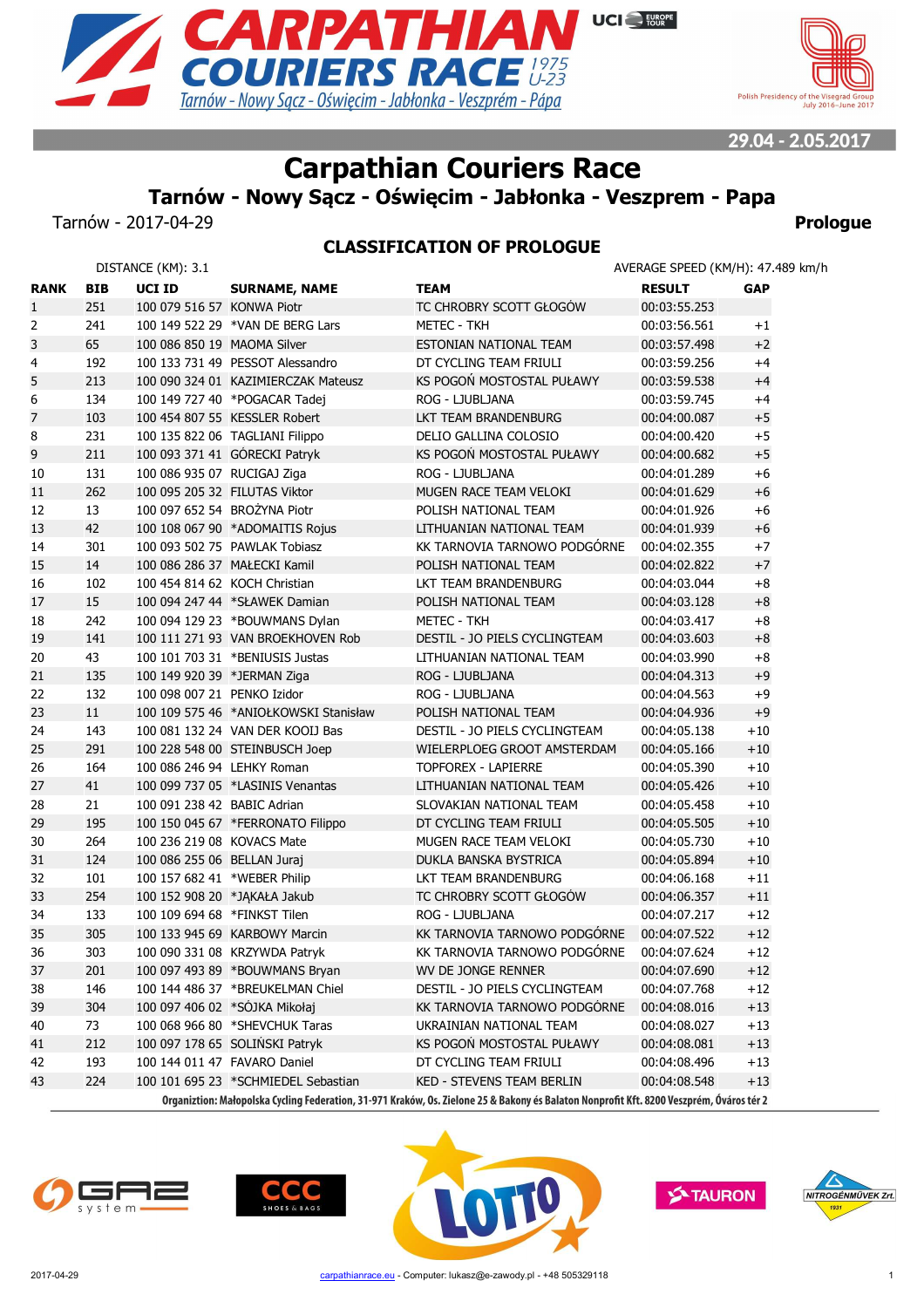# Carpathian Couriers Race

## Tarnów - Nowy Sącz - Oświęcim - Jabłonka - Veszprem - Papa

Tarnów - 2017-04-29 **Prologue**

### CLASSIFICATION OF PROLOGUE

DISTANCE (KM): 3.1 AVERAGE SPEED (KM/H): 47.489 km/h

| RANK | BIB | UCI ID | SURNAME, NAME | TEAM | RESULT | GAP |
|---|---|---|---|---|---|---|
| 1 | 251 | 100 079 516 57 | KONWA Piotr | TC CHROBRY SCOTT GŁOGÓW | 00:03:55.253 | |
| 2 | 241 | 100 149 522 29 | *VAN DE BERG Lars | METEC - TKH | 00:03:56.561 | +1 |
| 3 | 65 | 100 086 850 19 | MAOMA Silver | ESTONIAN NATIONAL TEAM | 00:03:57.498 | +2 |
| 4 | 192 | 100 133 731 49 | PESSOT Alessandro | DT CYCLING TEAM FRIULI | 00:03:59.256 | +4 |
| 5 | 213 | 100 090 324 01 | KAZIMIERCZAK Mateusz | KS POGOŃ MOSTOSTAL PUŁAWY | 00:03:59.538 | +4 |
| 6 | 134 | 100 149 727 40 | *POGACAR Tadej | ROG - LJUBLJANA | 00:03:59.745 | +4 |
| 7 | 103 | 100 454 807 55 | KESSLER Robert | LKT TEAM BRANDENBURG | 00:04:00.087 | +5 |
| 8 | 231 | 100 135 822 06 | TAGLIANI Filippo | DELIO GALLINA COLOSIO | 00:04:00.420 | +5 |
| 9 | 211 | 100 093 371 41 | GÓRECKI Patryk | KS POGOŃ MOSTOSTAL PUŁAWY | 00:04:00.682 | +5 |
| 10 | 131 | 100 086 935 07 | RUCIGAJ Ziga | ROG - LJUBLJANA | 00:04:01.289 | +6 |
| 11 | 262 | 100 095 205 32 | FILUTAS Viktor | MUGEN RACE TEAM VELOKI | 00:04:01.629 | +6 |
| 12 | 13 | 100 097 652 54 | BROŻYNA Piotr | POLISH NATIONAL TEAM | 00:04:01.926 | +6 |
| 13 | 42 | 100 108 067 90 | *ADOMAITIS Rojus | LITHUANIAN NATIONAL TEAM | 00:04:01.939 | +6 |
| 14 | 301 | 100 093 502 75 | PAWLAK Tobiasz | KK TARNOVIA TARNOWO PODGÓRNE | 00:04:02.355 | +7 |
| 15 | 14 | 100 086 286 37 | MAŁECKI Kamil | POLISH NATIONAL TEAM | 00:04:02.822 | +7 |
| 16 | 102 | 100 454 814 62 | KOCH Christian | LKT TEAM BRANDENBURG | 00:04:03.044 | +8 |
| 17 | 15 | 100 094 247 44 | *SŁAWEK Damian | POLISH NATIONAL TEAM | 00:04:03.128 | +8 |
| 18 | 242 | 100 094 129 23 | *BOUWMANS Dylan | METEC - TKH | 00:04:03.417 | +8 |
| 19 | 141 | 100 111 271 93 | VAN BROEKHOVEN Rob | DESTIL - JO PIELS CYCLINGTEAM | 00:04:03.603 | +8 |
| 20 | 43 | 100 101 703 31 | *BENIUSIS Justas | LITHUANIAN NATIONAL TEAM | 00:04:03.990 | +8 |
| 21 | 135 | 100 149 920 39 | *JERMAN Ziga | ROG - LJUBLJANA | 00:04:04.313 | +9 |
| 22 | 132 | 100 098 007 21 | PENKO Izidor | ROG - LJUBLJANA | 00:04:04.563 | +9 |
| 23 | 11 | 100 109 575 46 | *ANIOŁKOWSKI Stanisław | POLISH NATIONAL TEAM | 00:04:04.936 | +9 |
| 24 | 143 | 100 081 132 24 | VAN DER KOOIJ Bas | DESTIL - JO PIELS CYCLINGTEAM | 00:04:05.138 | +10 |
| 25 | 291 | 100 228 548 00 | STEINBUSCH Joep | WIELERPLOEG GROOT AMSTERDAM | 00:04:05.166 | +10 |
| 26 | 164 | 100 086 246 94 | LEHKY Roman | TOPFOREX - LAPIERRE | 00:04:05.390 | +10 |
| 27 | 41 | 100 099 737 05 | *LASINIS Venantas | LITHUANIAN NATIONAL TEAM | 00:04:05.426 | +10 |
| 28 | 21 | 100 091 238 42 | BABIC Adrian | SLOVAKIAN NATIONAL TEAM | 00:04:05.458 | +10 |
| 29 | 195 | 100 150 045 67 | *FERRONATO Filippo | DT CYCLING TEAM FRIULI | 00:04:05.505 | +10 |
| 30 | 264 | 100 236 219 08 | KOVACS Mate | MUGEN RACE TEAM VELOKI | 00:04:05.730 | +10 |
| 31 | 124 | 100 086 255 06 | BELLAN Juraj | DUKLA BANSKA BYSTRICA | 00:04:05.894 | +10 |
| 32 | 101 | 100 157 682 41 | *WEBER Philip | LKT TEAM BRANDENBURG | 00:04:06.168 | +11 |
| 33 | 254 | 100 152 908 20 | *JĄKAŁA Jakub | TC CHROBRY SCOTT GŁOGÓW | 00:04:06.357 | +11 |
| 34 | 133 | 100 109 694 68 | *FINKST Tilen | ROG - LJUBLJANA | 00:04:07.217 | +12 |
| 35 | 305 | 100 133 945 69 | KARBOWY Marcin | KK TARNOVIA TARNOWO PODGÓRNE | 00:04:07.522 | +12 |
| 36 | 303 | 100 090 331 08 | KRZYWDA Patryk | KK TARNOVIA TARNOWO PODGÓRNE | 00:04:07.624 | +12 |
| 37 | 201 | 100 097 493 89 | *BOUWMANS Bryan | WV DE JONGE RENNER | 00:04:07.690 | +12 |
| 38 | 146 | 100 144 486 37 | *BREUKELMAN Chiel | DESTIL - JO PIELS CYCLINGTEAM | 00:04:07.768 | +12 |
| 39 | 304 | 100 097 406 02 | *SÓJKA Mikołaj | KK TARNOVIA TARNOWO PODGÓRNE | 00:04:08.016 | +13 |
| 40 | 73 | 100 068 966 80 | *SHEVCHUK Taras | UKRAINIAN NATIONAL TEAM | 00:04:08.027 | +13 |
| 41 | 212 | 100 097 178 65 | SOLIŃSKI Patryk | KS POGOŃ MOSTOSTAL PUŁAWY | 00:04:08.081 | +13 |
| 42 | 193 | 100 144 011 47 | FAVARO Daniel | DT CYCLING TEAM FRIULI | 00:04:08.496 | +13 |
| 43 | 224 | 100 101 695 23 | *SCHMIEDEL Sebastian | KED - STEVENS TEAM BERLIN | 00:04:08.548 | +13 |

Organiztion: Małopolska Cycling Federation, 31-971 Kraków, Os. Zielone 25 & Bakony és Balaton Nonprofit Kft. 8200 Veszprém, Óváros tér 2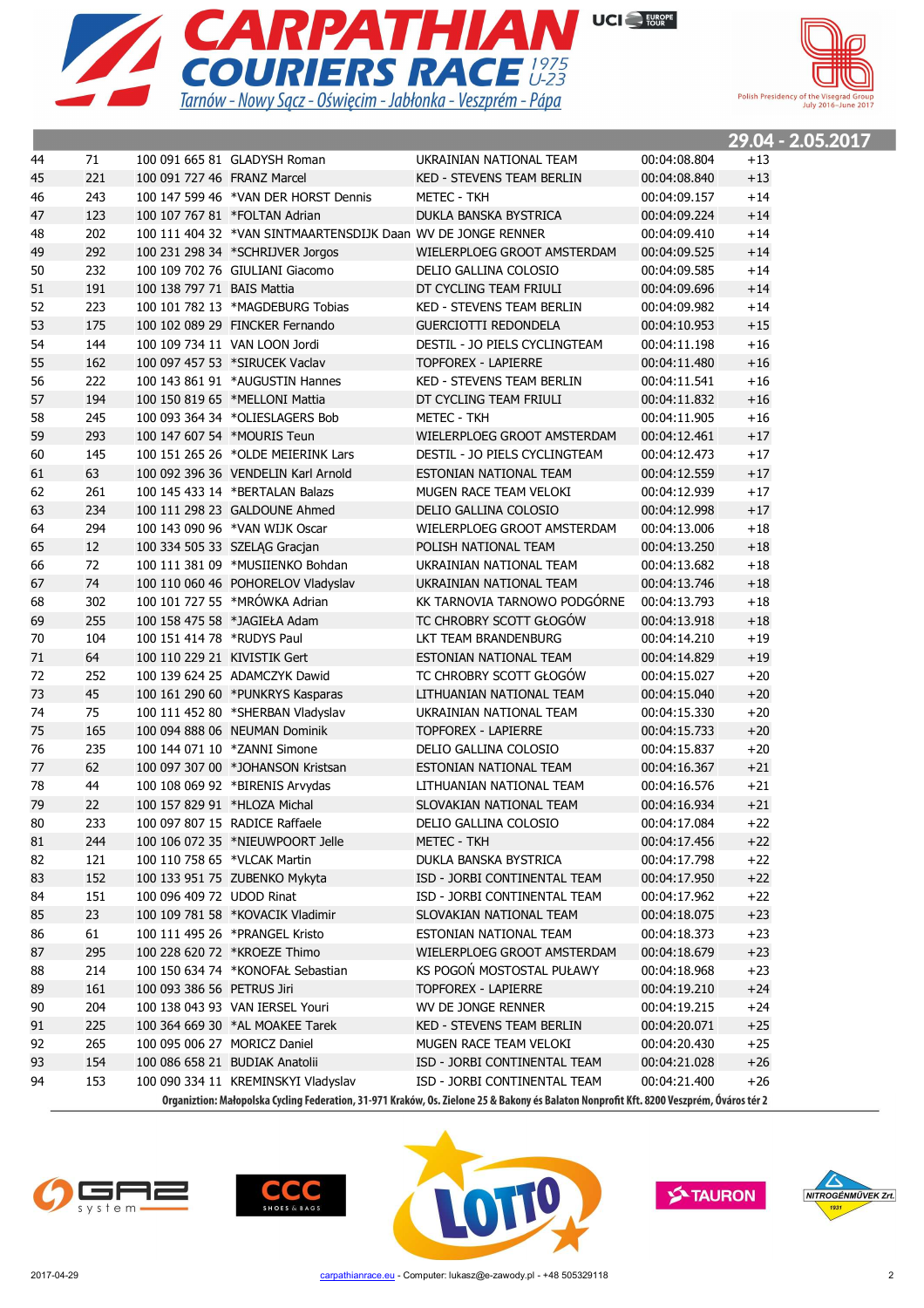# CARPATHIAN COURIERS RACE 1975 U-23

Tarnów - Nowy Sącz - Oświęcim - Jabłonka - Veszprém - Pápa

UCI Europe Tour

Polish Presidency of the Visegrad Group July 2016–June 2017

**29.04 - 2.05.2017**

| | | | | | | |
|---|---|---|---|---|---|---|
| 44 | 71 | 100 091 665 81 | GLADYSH Roman | UKRAINIAN NATIONAL TEAM | 00:04:08.804 | +13 |
| 45 | 221 | 100 091 727 46 | FRANZ Marcel | KED - STEVENS TEAM BERLIN | 00:04:08.840 | +13 |
| 46 | 243 | 100 147 599 46 | *VAN DER HORST Dennis | METEC - TKH | 00:04:09.157 | +14 |
| 47 | 123 | 100 107 767 81 | *FOLTAN Adrian | DUKLA BANSKA BYSTRICA | 00:04:09.224 | +14 |
| 48 | 202 | 100 111 404 32 | *VAN SINTMAARTENSDIJK Daan | WV DE JONGE RENNER | 00:04:09.410 | +14 |
| 49 | 292 | 100 231 298 34 | *SCHRIJVER Jorgos | WIELERPLOEG GROOT AMSTERDAM | 00:04:09.525 | +14 |
| 50 | 232 | 100 109 702 76 | GIULIANI Giacomo | DELIO GALLINA COLOSIO | 00:04:09.585 | +14 |
| 51 | 191 | 100 138 797 71 | BAIS Mattia | DT CYCLING TEAM FRIULI | 00:04:09.696 | +14 |
| 52 | 223 | 100 101 782 13 | *MAGDEBURG Tobias | KED - STEVENS TEAM BERLIN | 00:04:09.982 | +14 |
| 53 | 175 | 100 102 089 29 | FINCKER Fernando | GUERCIOTTI REDONDELA | 00:04:10.953 | +15 |
| 54 | 144 | 100 109 734 11 | VAN LOON Jordi | DESTIL - JO PIELS CYCLINGTEAM | 00:04:11.198 | +16 |
| 55 | 162 | 100 097 457 53 | *SIRUCEK Vaclav | TOPFOREX - LAPIERRE | 00:04:11.480 | +16 |
| 56 | 222 | 100 143 861 91 | *AUGUSTIN Hannes | KED - STEVENS TEAM BERLIN | 00:04:11.541 | +16 |
| 57 | 194 | 100 150 819 65 | *MELLONI Mattia | DT CYCLING TEAM FRIULI | 00:04:11.832 | +16 |
| 58 | 245 | 100 093 364 34 | *OLIESLAGERS Bob | METEC - TKH | 00:04:11.905 | +16 |
| 59 | 293 | 100 147 607 54 | *MOURIS Teun | WIELERPLOEG GROOT AMSTERDAM | 00:04:12.461 | +17 |
| 60 | 145 | 100 151 265 26 | *OLDE MEIERINK Lars | DESTIL - JO PIELS CYCLINGTEAM | 00:04:12.473 | +17 |
| 61 | 63 | 100 092 396 36 | VENDELIN Karl Arnold | ESTONIAN NATIONAL TEAM | 00:04:12.559 | +17 |
| 62 | 261 | 100 145 433 14 | *BERTALAN Balazs | MUGEN RACE TEAM VELOKI | 00:04:12.939 | +17 |
| 63 | 234 | 100 111 298 23 | GALDOUNE Ahmed | DELIO GALLINA COLOSIO | 00:04:12.998 | +17 |
| 64 | 294 | 100 143 090 96 | *VAN WIJK Oscar | WIELERPLOEG GROOT AMSTERDAM | 00:04:13.006 | +18 |
| 65 | 12 | 100 334 505 33 | SZELĄG Gracjan | POLISH NATIONAL TEAM | 00:04:13.250 | +18 |
| 66 | 72 | 100 111 381 09 | *MUSIIENKO Bohdan | UKRAINIAN NATIONAL TEAM | 00:04:13.682 | +18 |
| 67 | 74 | 100 110 060 46 | POHORELOV Vladyslav | UKRAINIAN NATIONAL TEAM | 00:04:13.746 | +18 |
| 68 | 302 | 100 101 727 55 | *MRÓWKA Adrian | KK TARNOVIA TARNOWO PODGÓRNE | 00:04:13.793 | +18 |
| 69 | 255 | 100 158 475 58 | *JAGIEŁA Adam | TC CHROBRY SCOTT GŁOGÓW | 00:04:13.918 | +18 |
| 70 | 104 | 100 151 414 78 | *RUDYS Paul | LKT TEAM BRANDENBURG | 00:04:14.210 | +19 |
| 71 | 64 | 100 110 229 21 | KIVISTIK Gert | ESTONIAN NATIONAL TEAM | 00:04:14.829 | +19 |
| 72 | 252 | 100 139 624 25 | ADAMCZYK Dawid | TC CHROBRY SCOTT GŁOGÓW | 00:04:15.027 | +20 |
| 73 | 45 | 100 161 290 60 | *PUNKRYS Kasparas | LITHUANIAN NATIONAL TEAM | 00:04:15.040 | +20 |
| 74 | 75 | 100 111 452 80 | *SHERBAN Vladyslav | UKRAINIAN NATIONAL TEAM | 00:04:15.330 | +20 |
| 75 | 165 | 100 094 888 06 | NEUMAN Dominik | TOPFOREX - LAPIERRE | 00:04:15.733 | +20 |
| 76 | 235 | 100 144 071 10 | *ZANNI Simone | DELIO GALLINA COLOSIO | 00:04:15.837 | +20 |
| 77 | 62 | 100 097 307 00 | *JOHANSON Kristsan | ESTONIAN NATIONAL TEAM | 00:04:16.367 | +21 |
| 78 | 44 | 100 108 069 92 | *BIRENIS Arvydas | LITHUANIAN NATIONAL TEAM | 00:04:16.576 | +21 |
| 79 | 22 | 100 157 829 91 | *HLOZA Michal | SLOVAKIAN NATIONAL TEAM | 00:04:16.934 | +21 |
| 80 | 233 | 100 097 807 15 | RADICE Raffaele | DELIO GALLINA COLOSIO | 00:04:17.084 | +22 |
| 81 | 244 | 100 106 072 35 | *NIEUWPOORT Jelle | METEC - TKH | 00:04:17.456 | +22 |
| 82 | 121 | 100 110 758 65 | *VLCAK Martin | DUKLA BANSKA BYSTRICA | 00:04:17.798 | +22 |
| 83 | 152 | 100 133 951 75 | ZUBENKO Mykyta | ISD - JORBI CONTINENTAL TEAM | 00:04:17.950 | +22 |
| 84 | 151 | 100 096 409 72 | UDOD Rinat | ISD - JORBI CONTINENTAL TEAM | 00:04:17.962 | +22 |
| 85 | 23 | 100 109 781 58 | *KOVACIK Vladimir | SLOVAKIAN NATIONAL TEAM | 00:04:18.075 | +23 |
| 86 | 61 | 100 111 495 26 | *PRANGEL Kristo | ESTONIAN NATIONAL TEAM | 00:04:18.373 | +23 |
| 87 | 295 | 100 228 620 72 | *KROEZE Thimo | WIELERPLOEG GROOT AMSTERDAM | 00:04:18.679 | +23 |
| 88 | 214 | 100 150 634 74 | *KONOFAŁ Sebastian | KS POGOŃ MOSTOSTAL PUŁAWY | 00:04:18.968 | +23 |
| 89 | 161 | 100 093 386 56 | PETRUS Jiri | TOPFOREX - LAPIERRE | 00:04:19.210 | +24 |
| 90 | 204 | 100 138 043 93 | VAN IERSEL Youri | WV DE JONGE RENNER | 00:04:19.215 | +24 |
| 91 | 225 | 100 364 669 30 | *AL MOAKEE Tarek | KED - STEVENS TEAM BERLIN | 00:04:20.071 | +25 |
| 92 | 265 | 100 095 006 27 | MORICZ Daniel | MUGEN RACE TEAM VELOKI | 00:04:20.430 | +25 |
| 93 | 154 | 100 086 658 21 | BUDIAK Anatolii | ISD - JORBI CONTINENTAL TEAM | 00:04:21.028 | +26 |
| 94 | 153 | 100 090 334 11 | KREMINSKYI Vladyslav | ISD - JORBI CONTINENTAL TEAM | 00:04:21.400 | +26 |

**Organiztion: Małopolska Cycling Federation, 31-971 Kraków, Os. Zielone 25 & Bakony és Balaton Nonprofit Kft. 8200 Veszprém, Óváros tér 2**

GAZ system · CCC shoes & bags · LOTTO · TAURON · NITROGÉNMŰVEK Zrt.

2017-04-29 carpathianrace.eu - Computer: lukasz@e-zawody.pl - +48 505329118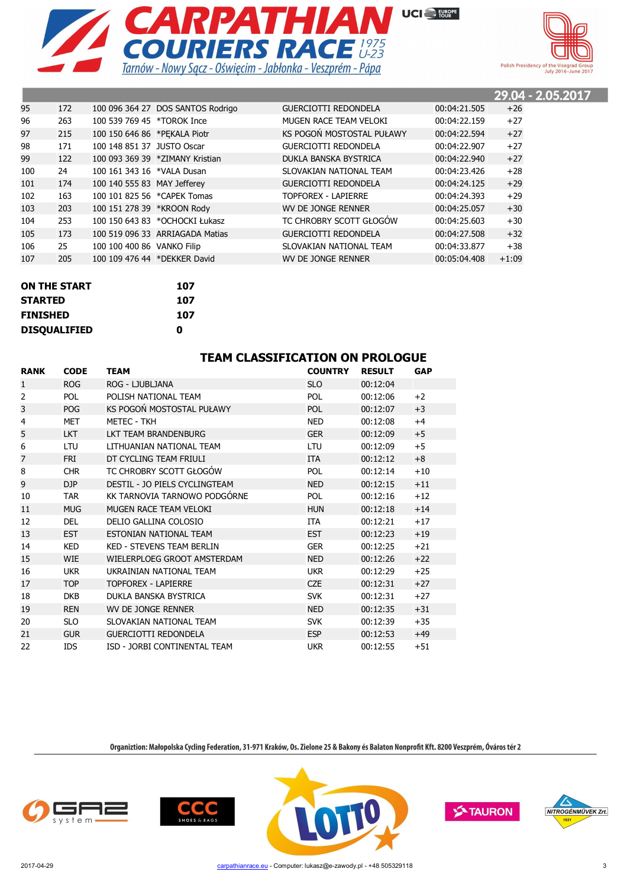# CARPATHIAN COURIERS RACE 1975 U-23

Tarnów - Nowy Sącz - Oświęcim - Jabłonka - Veszprém - Pápa

Polish Presidency of the Visegrad Group July 2016–June 2017

29.04 - 2.05.2017

| | | | | | | |
|---|---|---|---|---|---|---|
| 95 | 172 | 100 096 364 27 | DOS SANTOS Rodrigo | GUERCIOTTI REDONDELA | 00:04:21.505 | +26 |
| 96 | 263 | 100 539 769 45 | *TOROK Ince | MUGEN RACE TEAM VELOKI | 00:04:22.159 | +27 |
| 97 | 215 | 100 150 646 86 | *PĘKALA Piotr | KS POGOŃ MOSTOSTAL PUŁAWY | 00:04:22.594 | +27 |
| 98 | 171 | 100 148 851 37 | JUSTO Oscar | GUERCIOTTI REDONDELA | 00:04:22.907 | +27 |
| 99 | 122 | 100 093 369 39 | *ZIMANY Kristian | DUKLA BANSKA BYSTRICA | 00:04:22.940 | +27 |
| 100 | 24 | 100 161 343 16 | *VALA Dusan | SLOVAKIAN NATIONAL TEAM | 00:04:23.426 | +28 |
| 101 | 174 | 100 140 555 83 | MAY Jefferey | GUERCIOTTI REDONDELA | 00:04:24.125 | +29 |
| 102 | 163 | 100 101 825 56 | *CAPEK Tomas | TOPFOREX - LAPIERRE | 00:04:24.393 | +29 |
| 103 | 203 | 100 151 278 39 | *KROON Rody | WV DE JONGE RENNER | 00:04:25.057 | +30 |
| 104 | 253 | 100 150 643 83 | *OCHOCKI Łukasz | TC CHROBRY SCOTT GŁOGÓW | 00:04:25.603 | +30 |
| 105 | 173 | 100 519 096 33 | ARRIAGADA Matias | GUERCIOTTI REDONDELA | 00:04:27.508 | +32 |
| 106 | 25 | 100 100 400 86 | VANKO Filip | SLOVAKIAN NATIONAL TEAM | 00:04:33.877 | +38 |
| 107 | 205 | 100 109 476 44 | *DEKKER David | WV DE JONGE RENNER | 00:05:04.408 | +1:09 |

| | |
|---|---|
| **ON THE START** | **107** |
| **STARTED** | **107** |
| **FINISHED** | **107** |
| **DISQUALIFIED** | **0** |

## TEAM CLASSIFICATION ON PROLOGUE

| RANK | CODE | TEAM | COUNTRY | RESULT | GAP |
|---|---|---|---|---|---|
| 1 | ROG | ROG - LJUBLJANA | SLO | 00:12:04 | |
| 2 | POL | POLISH NATIONAL TEAM | POL | 00:12:06 | +2 |
| 3 | POG | KS POGOŃ MOSTOSTAL PUŁAWY | POL | 00:12:07 | +3 |
| 4 | MET | METEC - TKH | NED | 00:12:08 | +4 |
| 5 | LKT | LKT TEAM BRANDENBURG | GER | 00:12:09 | +5 |
| 6 | LTU | LITHUANIAN NATIONAL TEAM | LTU | 00:12:09 | +5 |
| 7 | FRI | DT CYCLING TEAM FRIULI | ITA | 00:12:12 | +8 |
| 8 | CHR | TC CHROBRY SCOTT GŁOGÓW | POL | 00:12:14 | +10 |
| 9 | DJP | DESTIL - JO PIELS CYCLINGTEAM | NED | 00:12:15 | +11 |
| 10 | TAR | KK TARNOVIA TARNOWO PODGÓRNE | POL | 00:12:16 | +12 |
| 11 | MUG | MUGEN RACE TEAM VELOKI | HUN | 00:12:18 | +14 |
| 12 | DEL | DELIO GALLINA COLOSIO | ITA | 00:12:21 | +17 |
| 13 | EST | ESTONIAN NATIONAL TEAM | EST | 00:12:23 | +19 |
| 14 | KED | KED - STEVENS TEAM BERLIN | GER | 00:12:25 | +21 |
| 15 | WIE | WIELERPLOEG GROOT AMSTERDAM | NED | 00:12:26 | +22 |
| 16 | UKR | UKRAINIAN NATIONAL TEAM | UKR | 00:12:29 | +25 |
| 17 | TOP | TOPFOREX - LAPIERRE | CZE | 00:12:31 | +27 |
| 18 | DKB | DUKLA BANSKA BYSTRICA | SVK | 00:12:31 | +27 |
| 19 | REN | WV DE JONGE RENNER | NED | 00:12:35 | +31 |
| 20 | SLO | SLOVAKIAN NATIONAL TEAM | SVK | 00:12:39 | +35 |
| 21 | GUR | GUERCIOTTI REDONDELA | ESP | 00:12:53 | +49 |
| 22 | IDS | ISD - JORBI CONTINENTAL TEAM | UKR | 00:12:55 | +51 |

Organiztion: Małopolska Cycling Federation, 31-971 Kraków, Os. Zielone 25 & Bakony és Balaton Nonprofit Kft. 8200 Veszprém, Óváros tér 2

2017-04-29 carpathianrace.eu - Computer: lukasz@e-zawody.pl - +48 505329118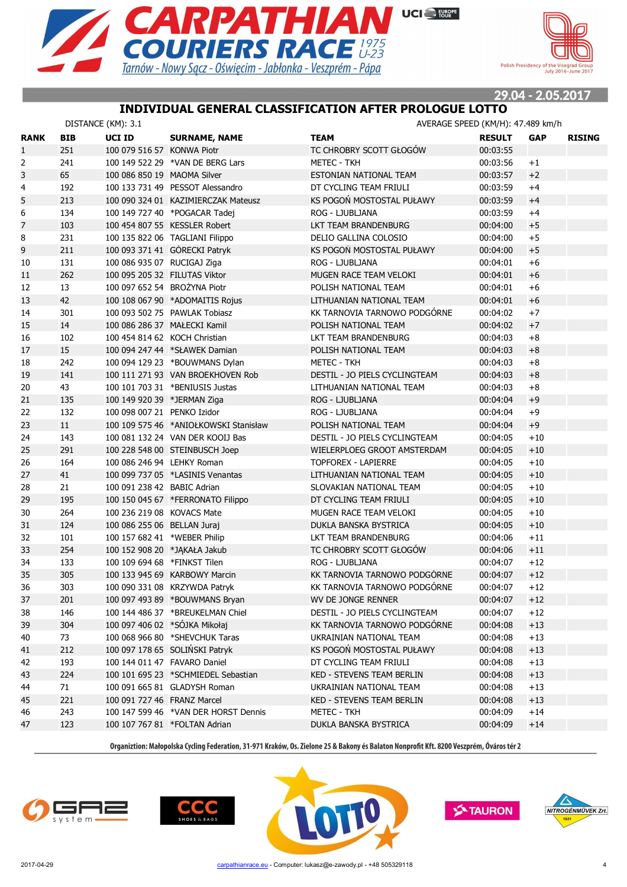# CARPATHIAN COURIERS RACE 1975 U-23

Tarnów - Nowy Sącz - Oświęcim - Jabłonka - Veszprém - Pápa

Polish Presidency of the Visegrad Group July 2016–June 2017

29.04 - 2.05.2017

## INDIVIDUAL GENERAL CLASSIFICATION AFTER PROLOGUE LOTTO

DISTANCE (KM): 3.1

AVERAGE SPEED (KM/H): 47.489 km/h

| RANK | BIB | UCI ID | SURNAME, NAME | TEAM | RESULT | GAP | RISING |
|---|---|---|---|---|---|---|---|
| 1 | 251 | 100 079 516 57 | KONWA Piotr | TC CHROBRY SCOTT GŁOGÓW | 00:03:55 | | |
| 2 | 241 | 100 149 522 29 | *VAN DE BERG Lars | METEC - TKH | 00:03:56 | +1 | |
| 3 | 65 | 100 086 850 19 | MAOMA Silver | ESTONIAN NATIONAL TEAM | 00:03:57 | +2 | |
| 4 | 192 | 100 133 731 49 | PESSOT Alessandro | DT CYCLING TEAM FRIULI | 00:03:59 | +4 | |
| 5 | 213 | 100 090 324 01 | KAZIMIERCZAK Mateusz | KS POGOŃ MOSTOSTAL PUŁAWY | 00:03:59 | +4 | |
| 6 | 134 | 100 149 727 40 | *POGACAR Tadej | ROG - LJUBLJANA | 00:03:59 | +4 | |
| 7 | 103 | 100 454 807 55 | KESSLER Robert | LKT TEAM BRANDENBURG | 00:04:00 | +5 | |
| 8 | 231 | 100 135 822 06 | TAGLIANI Filippo | DELIO GALLINA COLOSIO | 00:04:00 | +5 | |
| 9 | 211 | 100 093 371 41 | GÓRECKI Patryk | KS POGOŃ MOSTOSTAL PUŁAWY | 00:04:00 | +5 | |
| 10 | 131 | 100 086 935 07 | RUCIGAJ Ziga | ROG - LJUBLJANA | 00:04:01 | +6 | |
| 11 | 262 | 100 095 205 32 | FILUTAS Viktor | MUGEN RACE TEAM VELOKI | 00:04:01 | +6 | |
| 12 | 13 | 100 097 652 54 | BROŻYNA Piotr | POLISH NATIONAL TEAM | 00:04:01 | +6 | |
| 13 | 42 | 100 108 067 90 | *ADOMAITIS Rojus | LITHUANIAN NATIONAL TEAM | 00:04:01 | +6 | |
| 14 | 301 | 100 093 502 75 | PAWLAK Tobiasz | KK TARNOVIA TARNOWO PODGÓRNE | 00:04:02 | +7 | |
| 15 | 14 | 100 086 286 37 | MAŁECKI Kamil | POLISH NATIONAL TEAM | 00:04:02 | +7 | |
| 16 | 102 | 100 454 814 62 | KOCH Christian | LKT TEAM BRANDENBURG | 00:04:03 | +8 | |
| 17 | 15 | 100 094 247 44 | *SŁAWEK Damian | POLISH NATIONAL TEAM | 00:04:03 | +8 | |
| 18 | 242 | 100 094 129 23 | *BOUWMANS Dylan | METEC - TKH | 00:04:03 | +8 | |
| 19 | 141 | 100 111 271 93 | VAN BROEKHOVEN Rob | DESTIL - JO PIELS CYCLINGTEAM | 00:04:03 | +8 | |
| 20 | 43 | 100 101 703 31 | *BENIUSIS Justas | LITHUANIAN NATIONAL TEAM | 00:04:03 | +8 | |
| 21 | 135 | 100 149 920 39 | *JERMAN Ziga | ROG - LJUBLJANA | 00:04:04 | +9 | |
| 22 | 132 | 100 098 007 21 | PENKO Izidor | ROG - LJUBLJANA | 00:04:04 | +9 | |
| 23 | 11 | 100 109 575 46 | *ANIOŁKOWSKI Stanisław | POLISH NATIONAL TEAM | 00:04:04 | +9 | |
| 24 | 143 | 100 081 132 24 | VAN DER KOOIJ Bas | DESTIL - JO PIELS CYCLINGTEAM | 00:04:05 | +10 | |
| 25 | 291 | 100 228 548 00 | STEINBUSCH Joep | WIELERPLOEG GROOT AMSTERDAM | 00:04:05 | +10 | |
| 26 | 164 | 100 086 246 94 | LEHKY Roman | TOPFOREX - LAPIERRE | 00:04:05 | +10 | |
| 27 | 41 | 100 099 737 05 | *LASINIS Venantas | LITHUANIAN NATIONAL TEAM | 00:04:05 | +10 | |
| 28 | 21 | 100 091 238 42 | BABIC Adrian | SLOVAKIAN NATIONAL TEAM | 00:04:05 | +10 | |
| 29 | 195 | 100 150 045 67 | *FERRONATO Filippo | DT CYCLING TEAM FRIULI | 00:04:05 | +10 | |
| 30 | 264 | 100 236 219 08 | KOVACS Mate | MUGEN RACE TEAM VELOKI | 00:04:05 | +10 | |
| 31 | 124 | 100 086 255 06 | BELLAN Juraj | DUKLA BANSKA BYSTRICA | 00:04:05 | +10 | |
| 32 | 101 | 100 157 682 41 | *WEBER Philip | LKT TEAM BRANDENBURG | 00:04:06 | +11 | |
| 33 | 254 | 100 152 908 20 | *JĄKAŁA Jakub | TC CHROBRY SCOTT GŁOGÓW | 00:04:06 | +11 | |
| 34 | 133 | 100 109 694 68 | *FINKST Tilen | ROG - LJUBLJANA | 00:04:07 | +12 | |
| 35 | 305 | 100 133 945 69 | KARBOWY Marcin | KK TARNOVIA TARNOWO PODGÓRNE | 00:04:07 | +12 | |
| 36 | 303 | 100 090 331 08 | KRZYWDA Patryk | KK TARNOVIA TARNOWO PODGÓRNE | 00:04:07 | +12 | |
| 37 | 201 | 100 097 493 89 | *BOUWMANS Bryan | WV DE JONGE RENNER | 00:04:07 | +12 | |
| 38 | 146 | 100 144 486 37 | *BREUKELMAN Chiel | DESTIL - JO PIELS CYCLINGTEAM | 00:04:07 | +12 | |
| 39 | 304 | 100 097 406 02 | *SÓJKA Mikołaj | KK TARNOVIA TARNOWO PODGÓRNE | 00:04:08 | +13 | |
| 40 | 73 | 100 068 966 80 | *SHEVCHUK Taras | UKRAINIAN NATIONAL TEAM | 00:04:08 | +13 | |
| 41 | 212 | 100 097 178 65 | SOLIŃSKI Patryk | KS POGOŃ MOSTOSTAL PUŁAWY | 00:04:08 | +13 | |
| 42 | 193 | 100 144 011 47 | FAVARO Daniel | DT CYCLING TEAM FRIULI | 00:04:08 | +13 | |
| 43 | 224 | 100 101 695 23 | *SCHMIEDEL Sebastian | KED - STEVENS TEAM BERLIN | 00:04:08 | +13 | |
| 44 | 71 | 100 091 665 81 | GLADYSH Roman | UKRAINIAN NATIONAL TEAM | 00:04:08 | +13 | |
| 45 | 221 | 100 091 727 46 | FRANZ Marcel | KED - STEVENS TEAM BERLIN | 00:04:08 | +13 | |
| 46 | 243 | 100 147 599 46 | *VAN DER HORST Dennis | METEC - TKH | 00:04:09 | +14 | |
| 47 | 123 | 100 107 767 81 | *FOLTAN Adrian | DUKLA BANSKA BYSTRICA | 00:04:09 | +14 | |

Organiztion: Małopolska Cycling Federation, 31-971 Kraków, Os. Zielone 25 & Bakony és Balaton Nonprofit Kft. 8200 Veszprém, Óváros tér 2

2017-04-29 carpathianrace.eu - Computer: lukasz@e-zawody.pl - +48 505329118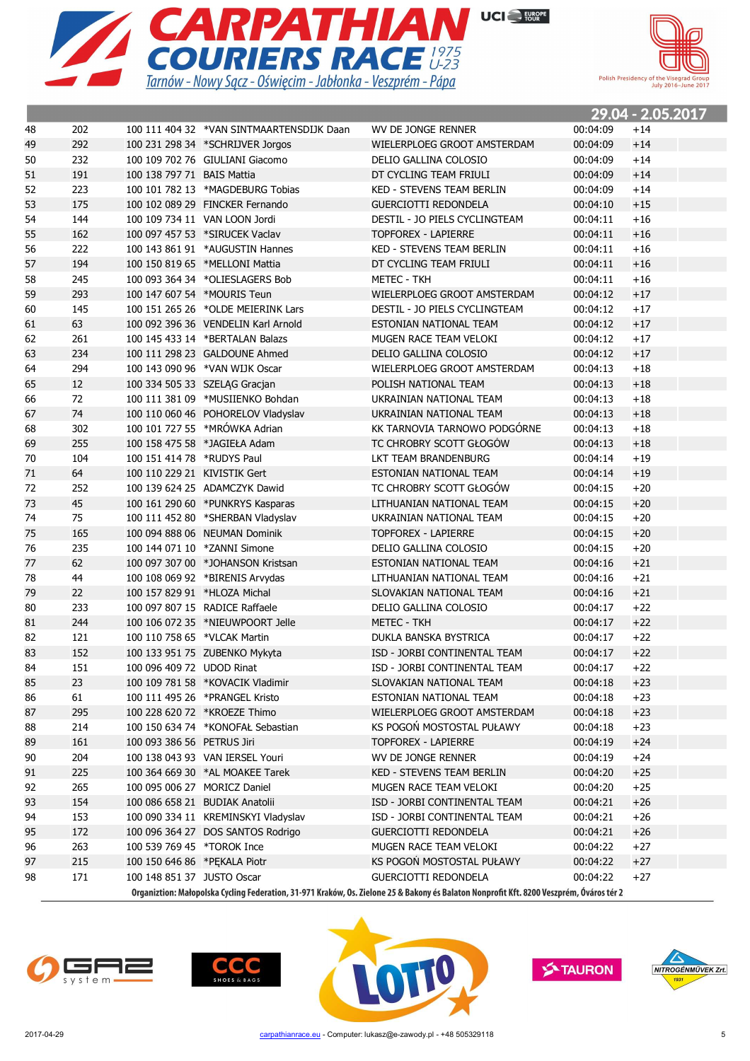# CARPATHIAN COURIERS RACE 1975 U-23

Tarnów - Nowy Sącz - Oświęcim - Jabłonka - Veszprém - Pápa

Polish Presidency of the Visegrad Group July 2016–June 2017

**29.04 - 2.05.2017**

| | | | | | | |
|---|---|---|---|---|---|---|
| 48 | 202 | 100 111 404 32 | *VAN SINTMAARTENSDIJK Daan | WV DE JONGE RENNER | 00:04:09 | +14 |
| 49 | 292 | 100 231 298 34 | *SCHRIJVER Jorgos | WIELERPLOEG GROOT AMSTERDAM | 00:04:09 | +14 |
| 50 | 232 | 100 109 702 76 | GIULIANI Giacomo | DELIO GALLINA COLOSIO | 00:04:09 | +14 |
| 51 | 191 | 100 138 797 71 | BAIS Mattia | DT CYCLING TEAM FRIULI | 00:04:09 | +14 |
| 52 | 223 | 100 101 782 13 | *MAGDEBURG Tobias | KED - STEVENS TEAM BERLIN | 00:04:09 | +14 |
| 53 | 175 | 100 102 089 29 | FINCKER Fernando | GUERCIOTTI REDONDELA | 00:04:10 | +15 |
| 54 | 144 | 100 109 734 11 | VAN LOON Jordi | DESTIL - JO PIELS CYCLINGTEAM | 00:04:11 | +16 |
| 55 | 162 | 100 097 457 53 | *SIRUCEK Vaclav | TOPFOREX - LAPIERRE | 00:04:11 | +16 |
| 56 | 222 | 100 143 861 91 | *AUGUSTIN Hannes | KED - STEVENS TEAM BERLIN | 00:04:11 | +16 |
| 57 | 194 | 100 150 819 65 | *MELLONI Mattia | DT CYCLING TEAM FRIULI | 00:04:11 | +16 |
| 58 | 245 | 100 093 364 34 | *OLIESLAGERS Bob | METEC - TKH | 00:04:11 | +16 |
| 59 | 293 | 100 147 607 54 | *MOURIS Teun | WIELERPLOEG GROOT AMSTERDAM | 00:04:12 | +17 |
| 60 | 145 | 100 151 265 26 | *OLDE MEIERINK Lars | DESTIL - JO PIELS CYCLINGTEAM | 00:04:12 | +17 |
| 61 | 63 | 100 092 396 36 | VENDELIN Karl Arnold | ESTONIAN NATIONAL TEAM | 00:04:12 | +17 |
| 62 | 261 | 100 145 433 14 | *BERTALAN Balazs | MUGEN RACE TEAM VELOKI | 00:04:12 | +17 |
| 63 | 234 | 100 111 298 23 | GALDOUNE Ahmed | DELIO GALLINA COLOSIO | 00:04:12 | +17 |
| 64 | 294 | 100 143 090 96 | *VAN WIJK Oscar | WIELERPLOEG GROOT AMSTERDAM | 00:04:13 | +18 |
| 65 | 12 | 100 334 505 33 | SZELĄG Gracjan | POLISH NATIONAL TEAM | 00:04:13 | +18 |
| 66 | 72 | 100 111 381 09 | *MUSIIENKO Bohdan | UKRAINIAN NATIONAL TEAM | 00:04:13 | +18 |
| 67 | 74 | 100 110 060 46 | POHORELOV Vladyslav | UKRAINIAN NATIONAL TEAM | 00:04:13 | +18 |
| 68 | 302 | 100 101 727 55 | *MRÓWKA Adrian | KK TARNOVIA TARNOWO PODGÓRNE | 00:04:13 | +18 |
| 69 | 255 | 100 158 475 58 | *JAGIEŁA Adam | TC CHROBRY SCOTT GŁOGÓW | 00:04:13 | +18 |
| 70 | 104 | 100 151 414 78 | *RUDYS Paul | LKT TEAM BRANDENBURG | 00:04:14 | +19 |
| 71 | 64 | 100 110 229 21 | KIVISTIK Gert | ESTONIAN NATIONAL TEAM | 00:04:14 | +19 |
| 72 | 252 | 100 139 624 25 | ADAMCZYK Dawid | TC CHROBRY SCOTT GŁOGÓW | 00:04:15 | +20 |
| 73 | 45 | 100 161 290 60 | *PUNKRYS Kasparas | LITHUANIAN NATIONAL TEAM | 00:04:15 | +20 |
| 74 | 75 | 100 111 452 80 | *SHERBAN Vladyslav | UKRAINIAN NATIONAL TEAM | 00:04:15 | +20 |
| 75 | 165 | 100 094 888 06 | NEUMAN Dominik | TOPFOREX - LAPIERRE | 00:04:15 | +20 |
| 76 | 235 | 100 144 071 10 | *ZANNI Simone | DELIO GALLINA COLOSIO | 00:04:15 | +20 |
| 77 | 62 | 100 097 307 00 | *JOHANSON Kristsan | ESTONIAN NATIONAL TEAM | 00:04:16 | +21 |
| 78 | 44 | 100 108 069 92 | *BIRENIS Arvydas | LITHUANIAN NATIONAL TEAM | 00:04:16 | +21 |
| 79 | 22 | 100 157 829 91 | *HLOZA Michal | SLOVAKIAN NATIONAL TEAM | 00:04:16 | +21 |
| 80 | 233 | 100 097 807 15 | RADICE Raffaele | DELIO GALLINA COLOSIO | 00:04:17 | +22 |
| 81 | 244 | 100 106 072 35 | *NIEUWPOORT Jelle | METEC - TKH | 00:04:17 | +22 |
| 82 | 121 | 100 110 758 65 | *VLCAK Martin | DUKLA BANSKA BYSTRICA | 00:04:17 | +22 |
| 83 | 152 | 100 133 951 75 | ZUBENKO Mykyta | ISD - JORBI CONTINENTAL TEAM | 00:04:17 | +22 |
| 84 | 151 | 100 096 409 72 | UDOD Rinat | ISD - JORBI CONTINENTAL TEAM | 00:04:17 | +22 |
| 85 | 23 | 100 109 781 58 | *KOVACIK Vladimir | SLOVAKIAN NATIONAL TEAM | 00:04:18 | +23 |
| 86 | 61 | 100 111 495 26 | *PRANGEL Kristo | ESTONIAN NATIONAL TEAM | 00:04:18 | +23 |
| 87 | 295 | 100 228 620 72 | *KROEZE Thimo | WIELERPLOEG GROOT AMSTERDAM | 00:04:18 | +23 |
| 88 | 214 | 100 150 634 74 | *KONOFAŁ Sebastian | KS POGOŃ MOSTOSTAL PUŁAWY | 00:04:18 | +23 |
| 89 | 161 | 100 093 386 56 | PETRUS Jiri | TOPFOREX - LAPIERRE | 00:04:19 | +24 |
| 90 | 204 | 100 138 043 93 | VAN IERSEL Youri | WV DE JONGE RENNER | 00:04:19 | +24 |
| 91 | 225 | 100 364 669 30 | *AL MOAKEE Tarek | KED - STEVENS TEAM BERLIN | 00:04:20 | +25 |
| 92 | 265 | 100 095 006 27 | MORICZ Daniel | MUGEN RACE TEAM VELOKI | 00:04:20 | +25 |
| 93 | 154 | 100 086 658 21 | BUDIAK Anatolii | ISD - JORBI CONTINENTAL TEAM | 00:04:21 | +26 |
| 94 | 153 | 100 090 334 11 | KREMINSKYI Vladyslav | ISD - JORBI CONTINENTAL TEAM | 00:04:21 | +26 |
| 95 | 172 | 100 096 364 27 | DOS SANTOS Rodrigo | GUERCIOTTI REDONDELA | 00:04:21 | +26 |
| 96 | 263 | 100 539 769 45 | *TOROK Ince | MUGEN RACE TEAM VELOKI | 00:04:22 | +27 |
| 97 | 215 | 100 150 646 86 | *PĘKALA Piotr | KS POGOŃ MOSTOSTAL PUŁAWY | 00:04:22 | +27 |
| 98 | 171 | 100 148 851 37 | JUSTO Oscar | GUERCIOTTI REDONDELA | 00:04:22 | +27 |

Organiztion: Małopolska Cycling Federation, 31-971 Kraków, Os. Zielone 25 & Bakony és Balaton Nonprofit Kft. 8200 Veszprém, Óváros tér 2

2017-04-29 carpathianrace.eu - Computer: lukasz@e-zawody.pl - +48 505329118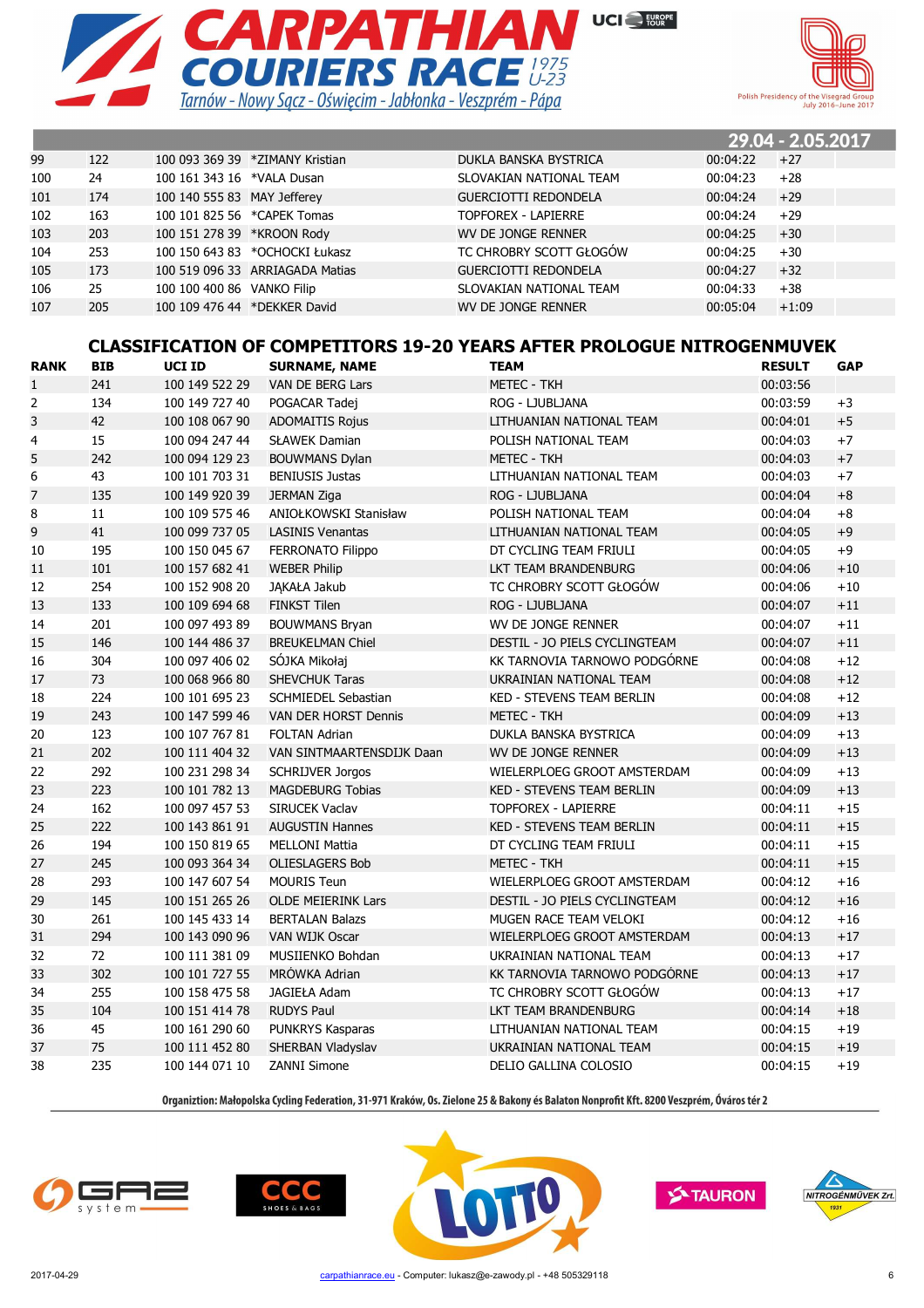# CARPATHIAN COURIERS RACE 1975 U-23

Tarnów - Nowy Sącz - Oświęcim - Jabłonka - Veszprém - Pápa

29.04 - 2.05.2017

| | | | | | | |
|---|---|---|---|---|---|---|
| 99 | 122 | 100 093 369 39 | *ZIMANY Kristian | DUKLA BANSKA BYSTRICA | 00:04:22 | +27 |
| 100 | 24 | 100 161 343 16 | *VALA Dusan | SLOVAKIAN NATIONAL TEAM | 00:04:23 | +28 |
| 101 | 174 | 100 140 555 83 | MAY Jefferey | GUERCIOTTI REDONDELA | 00:04:24 | +29 |
| 102 | 163 | 100 101 825 56 | *CAPEK Tomas | TOPFOREX - LAPIERRE | 00:04:24 | +29 |
| 103 | 203 | 100 151 278 39 | *KROON Rody | WV DE JONGE RENNER | 00:04:25 | +30 |
| 104 | 253 | 100 150 643 83 | *OCHOCKI Łukasz | TC CHROBRY SCOTT GŁOGÓW | 00:04:25 | +30 |
| 105 | 173 | 100 519 096 33 | ARRIAGADA Matias | GUERCIOTTI REDONDELA | 00:04:27 | +32 |
| 106 | 25 | 100 100 400 86 | VANKO Filip | SLOVAKIAN NATIONAL TEAM | 00:04:33 | +38 |
| 107 | 205 | 100 109 476 44 | *DEKKER David | WV DE JONGE RENNER | 00:05:04 | +1:09 |

## CLASSIFICATION OF COMPETITORS 19-20 YEARS AFTER PROLOGUE NITROGENMUVEK

| RANK | BIB | UCI ID | SURNAME, NAME | TEAM | RESULT | GAP |
|---|---|---|---|---|---|---|
| 1 | 241 | 100 149 522 29 | VAN DE BERG Lars | METEC - TKH | 00:03:56 | |
| 2 | 134 | 100 149 727 40 | POGACAR Tadej | ROG - LJUBLJANA | 00:03:59 | +3 |
| 3 | 42 | 100 108 067 90 | ADOMAITIS Rojus | LITHUANIAN NATIONAL TEAM | 00:04:01 | +5 |
| 4 | 15 | 100 094 247 44 | SŁAWEK Damian | POLISH NATIONAL TEAM | 00:04:03 | +7 |
| 5 | 242 | 100 094 129 23 | BOUWMANS Dylan | METEC - TKH | 00:04:03 | +7 |
| 6 | 43 | 100 101 703 31 | BENIUSIS Justas | LITHUANIAN NATIONAL TEAM | 00:04:03 | +7 |
| 7 | 135 | 100 149 920 39 | JERMAN Ziga | ROG - LJUBLJANA | 00:04:04 | +8 |
| 8 | 11 | 100 109 575 46 | ANIOŁKOWSKI Stanisław | POLISH NATIONAL TEAM | 00:04:04 | +8 |
| 9 | 41 | 100 099 737 05 | LASINIS Venantas | LITHUANIAN NATIONAL TEAM | 00:04:05 | +9 |
| 10 | 195 | 100 150 045 67 | FERRONATO Filippo | DT CYCLING TEAM FRIULI | 00:04:05 | +9 |
| 11 | 101 | 100 157 682 41 | WEBER Philip | LKT TEAM BRANDENBURG | 00:04:06 | +10 |
| 12 | 254 | 100 152 908 20 | JĄKAŁA Jakub | TC CHROBRY SCOTT GŁOGÓW | 00:04:06 | +10 |
| 13 | 133 | 100 109 694 68 | FINKST Tilen | ROG - LJUBLJANA | 00:04:07 | +11 |
| 14 | 201 | 100 097 493 89 | BOUWMANS Bryan | WV DE JONGE RENNER | 00:04:07 | +11 |
| 15 | 146 | 100 144 486 37 | BREUKELMAN Chiel | DESTIL - JO PIELS CYCLINGTEAM | 00:04:07 | +11 |
| 16 | 304 | 100 097 406 02 | SÓJKA Mikołaj | KK TARNOVIA TARNOWO PODGÓRNE | 00:04:08 | +12 |
| 17 | 73 | 100 068 966 80 | SHEVCHUK Taras | UKRAINIAN NATIONAL TEAM | 00:04:08 | +12 |
| 18 | 224 | 100 101 695 23 | SCHMIEDEL Sebastian | KED - STEVENS TEAM BERLIN | 00:04:08 | +12 |
| 19 | 243 | 100 147 599 46 | VAN DER HORST Dennis | METEC - TKH | 00:04:09 | +13 |
| 20 | 123 | 100 107 767 81 | FOLTAN Adrian | DUKLA BANSKA BYSTRICA | 00:04:09 | +13 |
| 21 | 202 | 100 111 404 32 | VAN SINTMAARTENSDIJK Daan | WV DE JONGE RENNER | 00:04:09 | +13 |
| 22 | 292 | 100 231 298 34 | SCHRIJVER Jorgos | WIELERPLOEG GROOT AMSTERDAM | 00:04:09 | +13 |
| 23 | 223 | 100 101 782 13 | MAGDEBURG Tobias | KED - STEVENS TEAM BERLIN | 00:04:09 | +13 |
| 24 | 162 | 100 097 457 53 | SIRUCEK Vaclav | TOPFOREX - LAPIERRE | 00:04:11 | +15 |
| 25 | 222 | 100 143 861 91 | AUGUSTIN Hannes | KED - STEVENS TEAM BERLIN | 00:04:11 | +15 |
| 26 | 194 | 100 150 819 65 | MELLONI Mattia | DT CYCLING TEAM FRIULI | 00:04:11 | +15 |
| 27 | 245 | 100 093 364 34 | OLIESLAGERS Bob | METEC - TKH | 00:04:11 | +15 |
| 28 | 293 | 100 147 607 54 | MOURIS Teun | WIELERPLOEG GROOT AMSTERDAM | 00:04:12 | +16 |
| 29 | 145 | 100 151 265 26 | OLDE MEIERINK Lars | DESTIL - JO PIELS CYCLINGTEAM | 00:04:12 | +16 |
| 30 | 261 | 100 145 433 14 | BERTALAN Balazs | MUGEN RACE TEAM VELOKI | 00:04:12 | +16 |
| 31 | 294 | 100 143 090 96 | VAN WIJK Oscar | WIELERPLOEG GROOT AMSTERDAM | 00:04:13 | +17 |
| 32 | 72 | 100 111 381 09 | MUSIIENKO Bohdan | UKRAINIAN NATIONAL TEAM | 00:04:13 | +17 |
| 33 | 302 | 100 101 727 55 | MRÓWKA Adrian | KK TARNOVIA TARNOWO PODGÓRNE | 00:04:13 | +17 |
| 34 | 255 | 100 158 475 58 | JAGIEŁA Adam | TC CHROBRY SCOTT GŁOGÓW | 00:04:13 | +17 |
| 35 | 104 | 100 151 414 78 | RUDYS Paul | LKT TEAM BRANDENBURG | 00:04:14 | +18 |
| 36 | 45 | 100 161 290 60 | PUNKRYS Kasparas | LITHUANIAN NATIONAL TEAM | 00:04:15 | +19 |
| 37 | 75 | 100 111 452 80 | SHERBAN Vladyslav | UKRAINIAN NATIONAL TEAM | 00:04:15 | +19 |
| 38 | 235 | 100 144 071 10 | ZANNI Simone | DELIO GALLINA COLOSIO | 00:04:15 | +19 |

Organiztion: Małopolska Cycling Federation, 31-971 Kraków, Os. Zielone 25 & Bakony és Balaton Nonprofit Kft. 8200 Veszprém, Óváros tér 2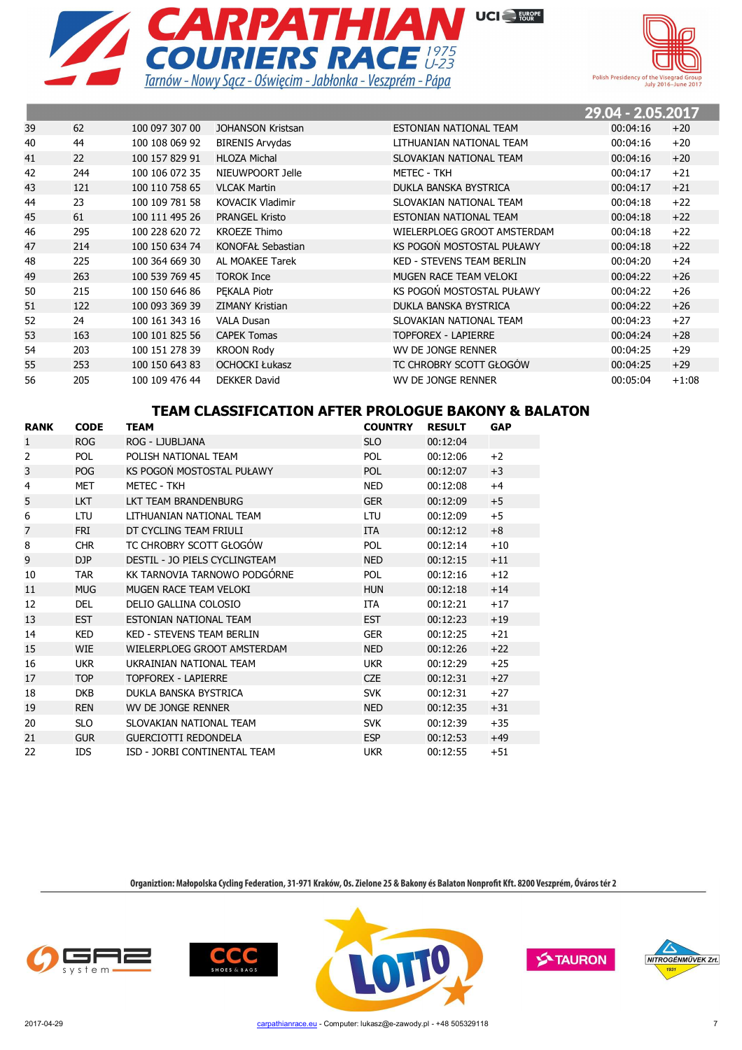# CARPATHIAN COURIERS RACE 1975 U-23

Tarnów - Nowy Sącz - Oświęcim - Jabłonka - Veszprém - Pápa

29.04 - 2.05.2017

| | | | | | | |
|---|---|---|---|---|---|---|
| 39 | 62 | 100 097 307 00 | JOHANSON Kristsan | ESTONIAN NATIONAL TEAM | 00:04:16 | +20 |
| 40 | 44 | 100 108 069 92 | BIRENIS Arvydas | LITHUANIAN NATIONAL TEAM | 00:04:16 | +20 |
| 41 | 22 | 100 157 829 91 | HLOZA Michal | SLOVAKIAN NATIONAL TEAM | 00:04:16 | +20 |
| 42 | 244 | 100 106 072 35 | NIEUWPOORT Jelle | METEC - TKH | 00:04:17 | +21 |
| 43 | 121 | 100 110 758 65 | VLCAK Martin | DUKLA BANSKA BYSTRICA | 00:04:17 | +21 |
| 44 | 23 | 100 109 781 58 | KOVACIK Vladimir | SLOVAKIAN NATIONAL TEAM | 00:04:18 | +22 |
| 45 | 61 | 100 111 495 26 | PRANGEL Kristo | ESTONIAN NATIONAL TEAM | 00:04:18 | +22 |
| 46 | 295 | 100 228 620 72 | KROEZE Thimo | WIELERPLOEG GROOT AMSTERDAM | 00:04:18 | +22 |
| 47 | 214 | 100 150 634 74 | KONOFAŁ Sebastian | KS POGOŃ MOSTOSTAL PUŁAWY | 00:04:18 | +22 |
| 48 | 225 | 100 364 669 30 | AL MOAKEE Tarek | KED - STEVENS TEAM BERLIN | 00:04:20 | +24 |
| 49 | 263 | 100 539 769 45 | TOROK Ince | MUGEN RACE TEAM VELOKI | 00:04:22 | +26 |
| 50 | 215 | 100 150 646 86 | PĘKALA Piotr | KS POGOŃ MOSTOSTAL PUŁAWY | 00:04:22 | +26 |
| 51 | 122 | 100 093 369 39 | ZIMANY Kristian | DUKLA BANSKA BYSTRICA | 00:04:22 | +26 |
| 52 | 24 | 100 161 343 16 | VALA Dusan | SLOVAKIAN NATIONAL TEAM | 00:04:23 | +27 |
| 53 | 163 | 100 101 825 56 | CAPEK Tomas | TOPFOREX - LAPIERRE | 00:04:24 | +28 |
| 54 | 203 | 100 151 278 39 | KROON Rody | WV DE JONGE RENNER | 00:04:25 | +29 |
| 55 | 253 | 100 150 643 83 | OCHOCKI Łukasz | TC CHROBRY SCOTT GŁOGÓW | 00:04:25 | +29 |
| 56 | 205 | 100 109 476 44 | DEKKER David | WV DE JONGE RENNER | 00:05:04 | +1:08 |

## TEAM CLASSIFICATION AFTER PROLOGUE BAKONY & BALATON

| RANK | CODE | TEAM | COUNTRY | RESULT | GAP |
|---|---|---|---|---|---|
| 1 | ROG | ROG - LJUBLJANA | SLO | 00:12:04 | |
| 2 | POL | POLISH NATIONAL TEAM | POL | 00:12:06 | +2 |
| 3 | POG | KS POGOŃ MOSTOSTAL PUŁAWY | POL | 00:12:07 | +3 |
| 4 | MET | METEC - TKH | NED | 00:12:08 | +4 |
| 5 | LKT | LKT TEAM BRANDENBURG | GER | 00:12:09 | +5 |
| 6 | LTU | LITHUANIAN NATIONAL TEAM | LTU | 00:12:09 | +5 |
| 7 | FRI | DT CYCLING TEAM FRIULI | ITA | 00:12:12 | +8 |
| 8 | CHR | TC CHROBRY SCOTT GŁOGÓW | POL | 00:12:14 | +10 |
| 9 | DJP | DESTIL - JO PIELS CYCLINGTEAM | NED | 00:12:15 | +11 |
| 10 | TAR | KK TARNOVIA TARNOWO PODGÓRNE | POL | 00:12:16 | +12 |
| 11 | MUG | MUGEN RACE TEAM VELOKI | HUN | 00:12:18 | +14 |
| 12 | DEL | DELIO GALLINA COLOSIO | ITA | 00:12:21 | +17 |
| 13 | EST | ESTONIAN NATIONAL TEAM | EST | 00:12:23 | +19 |
| 14 | KED | KED - STEVENS TEAM BERLIN | GER | 00:12:25 | +21 |
| 15 | WIE | WIELERPLOEG GROOT AMSTERDAM | NED | 00:12:26 | +22 |
| 16 | UKR | UKRAINIAN NATIONAL TEAM | UKR | 00:12:29 | +25 |
| 17 | TOP | TOPFOREX - LAPIERRE | CZE | 00:12:31 | +27 |
| 18 | DKB | DUKLA BANSKA BYSTRICA | SVK | 00:12:31 | +27 |
| 19 | REN | WV DE JONGE RENNER | NED | 00:12:35 | +31 |
| 20 | SLO | SLOVAKIAN NATIONAL TEAM | SVK | 00:12:39 | +35 |
| 21 | GUR | GUERCIOTTI REDONDELA | ESP | 00:12:53 | +49 |
| 22 | IDS | ISD - JORBI CONTINENTAL TEAM | UKR | 00:12:55 | +51 |

Organiztion: Małopolska Cycling Federation, 31-971 Kraków, Os. Zielone 25 & Bakony és Balaton Nonprofit Kft. 8200 Veszprém, Óváros tér 2

2017-04-29 carpathianrace.eu - Computer: lukasz@e-zawody.pl - +48 505329118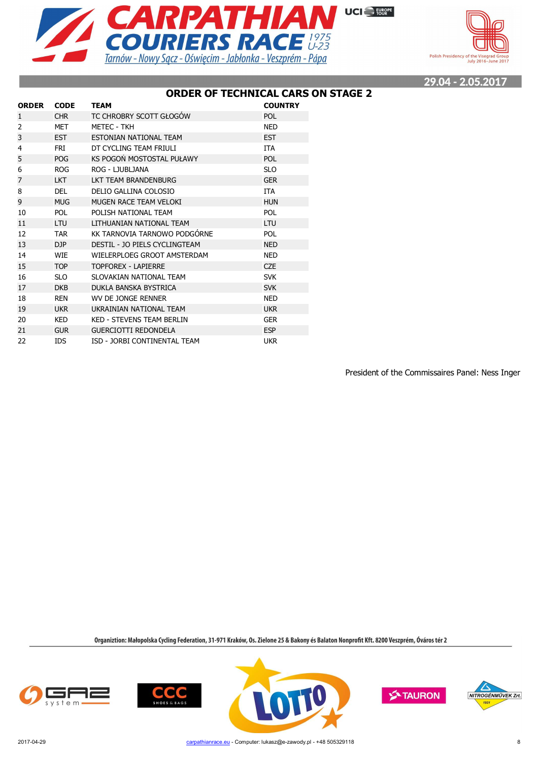# CARPATHIAN COURIERS RACE 1975 U-23

Tarnów - Nowy Sącz - Oświęcim - Jabłonka - Veszprém - Pápa

29.04 - 2.05.2017

## ORDER OF TECHNICAL CARS ON STAGE 2

| ORDER | CODE | TEAM | COUNTRY |
|---|---|---|---|
| 1 | CHR | TC CHROBRY SCOTT GŁOGÓW | POL |
| 2 | MET | METEC - TKH | NED |
| 3 | EST | ESTONIAN NATIONAL TEAM | EST |
| 4 | FRI | DT CYCLING TEAM FRIULI | ITA |
| 5 | POG | KS POGOŃ MOSTOSTAL PUŁAWY | POL |
| 6 | ROG | ROG - LJUBLJANA | SLO |
| 7 | LKT | LKT TEAM BRANDENBURG | GER |
| 8 | DEL | DELIO GALLINA COLOSIO | ITA |
| 9 | MUG | MUGEN RACE TEAM VELOKI | HUN |
| 10 | POL | POLISH NATIONAL TEAM | POL |
| 11 | LTU | LITHUANIAN NATIONAL TEAM | LTU |
| 12 | TAR | KK TARNOVIA TARNOWO PODGÓRNE | POL |
| 13 | DJP | DESTIL - JO PIELS CYCLINGTEAM | NED |
| 14 | WIE | WIELERPLOEG GROOT AMSTERDAM | NED |
| 15 | TOP | TOPFOREX - LAPIERRE | CZE |
| 16 | SLO | SLOVAKIAN NATIONAL TEAM | SVK |
| 17 | DKB | DUKLA BANSKA BYSTRICA | SVK |
| 18 | REN | WV DE JONGE RENNER | NED |
| 19 | UKR | UKRAINIAN NATIONAL TEAM | UKR |
| 20 | KED | KED - STEVENS TEAM BERLIN | GER |
| 21 | GUR | GUERCIOTTI REDONDELA | ESP |
| 22 | IDS | ISD - JORBI CONTINENTAL TEAM | UKR |

President of the Commissaires Panel: Ness Inger

Organiztion: Małopolska Cycling Federation, 31-971 Kraków, Os. Zielone 25 & Bakony és Balaton Nonprofit Kft. 8200 Veszprém, Óváros tér 2

2017-04-29 carpathianrace.eu - Computer: lukasz@e-zawody.pl - +48 505329118